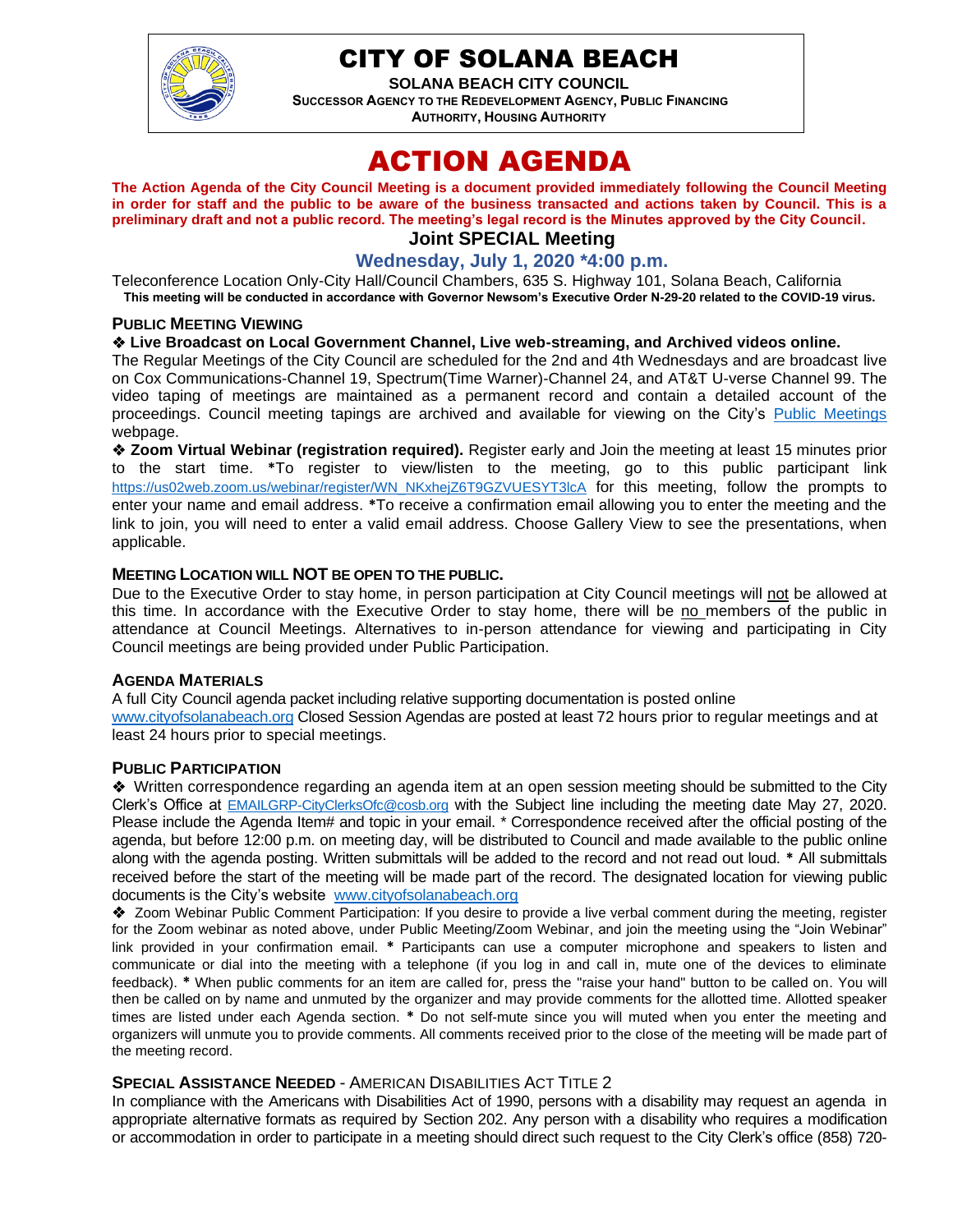# CITY OF SOLANA BEACH

**SOLANA BEACH CITY COUNCIL**

**SUCCESSOR AGENCY TO THE REDEVELOPMENT AGENCY, PUBLIC FINANCING AUTHORITY, HOUSING AUTHORITY**

# ACTION AGENDA

**The Action Agenda of the City Council Meeting is a document provided immediately following the Council Meeting in order for staff and the public to be aware of the business transacted and actions taken by Council. This is a preliminary draft and not a public record. The meeting's legal record is the Minutes approved by the City Council.**

## Joint SPECIAL Meeting

### Wednesday, July 1, 2020 *4:00 p.m.

Teleconference Location Only-City Hall/Council Chambers, 635 S. Highway 101, Solana Beach, California

**This meeting will be conducted in accordance with Governor Newsom's Executive Order N-29-20 related to the COVID-19 virus.**

#### PUBLIC MEETING VIEWING

❖ **Live Broadcast on Local Government Channel, Live web-streaming, and Archived videos online.**

The Regular Meetings of the City Council are scheduled for the 2nd and 4th Wednesdays and are broadcast live on Cox Communications-Channel 19, Spectrum(Time Warner)-Channel 24, and AT&T U-verse Channel 99. The video taping of meetings are maintained as a permanent record and contain a detailed account of the proceedings. Council meeting tapings are archived and available for viewing on the City's Public Meetings webpage.

❖ **Zoom Virtual Webinar (registration required).** Register early and Join the meeting at least 15 minutes prior to the start time. *To register to view/listen to the meeting, go to this public participant link https://us02web.zoom.us/webinar/register/WN_NKxhejZ6T9GZVUESYT3lcA for this meeting, follow the prompts to enter your name and email address. *To receive a confirmation email allowing you to enter the meeting and the link to join, you will need to enter a valid email address. Choose Gallery View to see the presentations, when applicable.

#### MEETING LOCATION WILL NOT BE OPEN TO THE PUBLIC.

Due to the Executive Order to stay home, in person participation at City Council meetings will not be allowed at this time. In accordance with the Executive Order to stay home, there will be no members of the public in attendance at Council Meetings. Alternatives to in-person attendance for viewing and participating in City Council meetings are being provided under Public Participation.

#### AGENDA MATERIALS

A full City Council agenda packet including relative supporting documentation is posted online www.cityofsolanabeach.org Closed Session Agendas are posted at least 72 hours prior to regular meetings and at least 24 hours prior to special meetings.

#### PUBLIC PARTICIPATION

❖ Written correspondence regarding an agenda item at an open session meeting should be submitted to the City Clerk's Office at EMAILGRP-CityClerksOfc@cosb.org with the Subject line including the meeting date May 27, 2020. Please include the Agenda Item# and topic in your email. * Correspondence received after the official posting of the agenda, but before 12:00 p.m. on meeting day, will be distributed to Council and made available to the public online along with the agenda posting. Written submittals will be added to the record and not read out loud. * All submittals received before the start of the meeting will be made part of the record. The designated location for viewing public documents is the City's website www.cityofsolanabeach.org

❖ Zoom Webinar Public Comment Participation: If you desire to provide a live verbal comment during the meeting, register for the Zoom webinar as noted above, under Public Meeting/Zoom Webinar, and join the meeting using the "Join Webinar" link provided in your confirmation email. * Participants can use a computer microphone and speakers to listen and communicate or dial into the meeting with a telephone (if you log in and call in, mute one of the devices to eliminate feedback). * When public comments for an item are called for, press the "raise your hand" button to be called on. You will then be called on by name and unmuted by the organizer and may provide comments for the allotted time. Allotted speaker times are listed under each Agenda section. * Do not self-mute since you will muted when you enter the meeting and organizers will unmute you to provide comments. All comments received prior to the close of the meeting will be made part of the meeting record.

#### SPECIAL ASSISTANCE NEEDED - AMERICAN DISABILITIES ACT TITLE 2

In compliance with the Americans with Disabilities Act of 1990, persons with a disability may request an agenda in appropriate alternative formats as required by Section 202. Any person with a disability who requires a modification or accommodation in order to participate in a meeting should direct such request to the City Clerk's office (858) 720-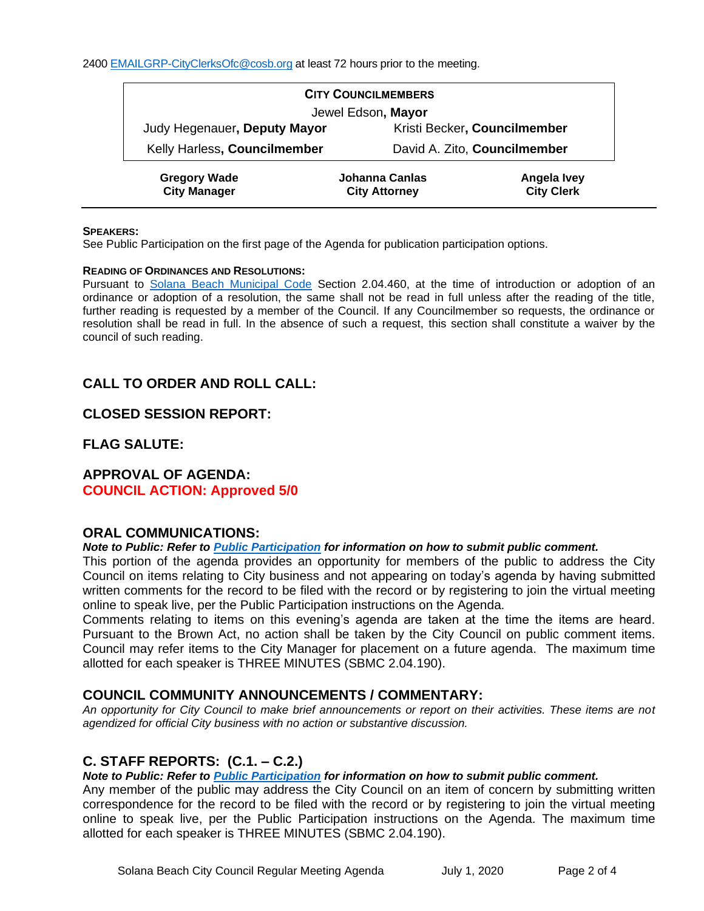2400 EMAILGRP-CityClerksOfc@cosb.org at least 72 hours prior to the meeting.

| **CITY COUNCILMEMBERS** | |
|---|---|
| Jewel Edson, **Mayor** | |
| Judy Hegenauer, **Deputy Mayor** | Kristi Becker, **Councilmember** |
| Kelly Harless, **Councilmember** | David A. Zito, **Councilmember** |

| **Gregory Wade** | **Johanna Canlas** | **Angela Ivey** |
|---|---|---|
| **City Manager** | **City Attorney** | **City Clerk** |

**SPEAKERS:**
See Public Participation on the first page of the Agenda for publication participation options.

**READING OF ORDINANCES AND RESOLUTIONS:**
Pursuant to Solana Beach Municipal Code Section 2.04.460, at the time of introduction or adoption of an ordinance or adoption of a resolution, the same shall not be read in full unless after the reading of the title, further reading is requested by a member of the Council. If any Councilmember so requests, the ordinance or resolution shall be read in full. In the absence of such a request, this section shall constitute a waiver by the council of such reading.

## CALL TO ORDER AND ROLL CALL:

## CLOSED SESSION REPORT:

## FLAG SALUTE:

## APPROVAL OF AGENDA:
**COUNCIL ACTION: Approved 5/0**

## ORAL COMMUNICATIONS:
***Note to Public: Refer to Public Participation for information on how to submit public comment.***
This portion of the agenda provides an opportunity for members of the public to address the City Council on items relating to City business and not appearing on today's agenda by having submitted written comments for the record to be filed with the record or by registering to join the virtual meeting online to speak live, per the Public Participation instructions on the Agenda.
Comments relating to items on this evening's agenda are taken at the time the items are heard. Pursuant to the Brown Act, no action shall be taken by the City Council on public comment items. Council may refer items to the City Manager for placement on a future agenda. The maximum time allotted for each speaker is THREE MINUTES (SBMC 2.04.190).

## COUNCIL COMMUNITY ANNOUNCEMENTS / COMMENTARY:
*An opportunity for City Council to make brief announcements or report on their activities. These items are not agendized for official City business with no action or substantive discussion.*

## C. STAFF REPORTS: (C.1. – C.2.)
***Note to Public: Refer to Public Participation for information on how to submit public comment.***
Any member of the public may address the City Council on an item of concern by submitting written correspondence for the record to be filed with the record or by registering to join the virtual meeting online to speak live, per the Public Participation instructions on the Agenda. The maximum time allotted for each speaker is THREE MINUTES (SBMC 2.04.190).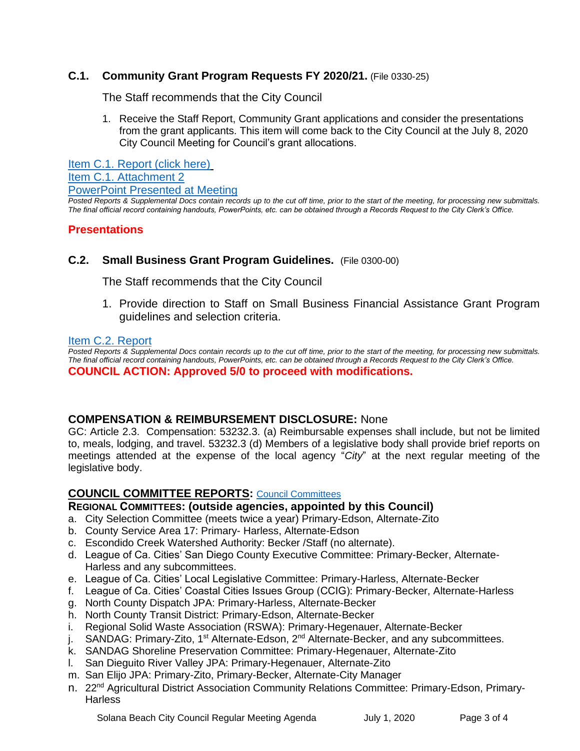### C.1. Community Grant Program Requests FY 2020/21. (File 0330-25)

The Staff recommends that the City Council

1. Receive the Staff Report, Community Grant applications and consider the presentations from the grant applicants. This item will come back to the City Council at the July 8, 2020 City Council Meeting for Council's grant allocations.

Item C.1. Report (click here)
Item C.1. Attachment 2
PowerPoint Presented at Meeting

*Posted Reports & Supplemental Docs contain records up to the cut off time, prior to the start of the meeting, for processing new submittals. The final official record containing handouts, PowerPoints, etc. can be obtained through a Records Request to the City Clerk's Office.*

**Presentations**

### C.2. Small Business Grant Program Guidelines. (File 0300-00)

The Staff recommends that the City Council

1. Provide direction to Staff on Small Business Financial Assistance Grant Program guidelines and selection criteria.

Item C.2. Report

*Posted Reports & Supplemental Docs contain records up to the cut off time, prior to the start of the meeting, for processing new submittals. The final official record containing handouts, PowerPoints, etc. can be obtained through a Records Request to the City Clerk's Office.*

**COUNCIL ACTION: Approved 5/0 to proceed with modifications.**

## COMPENSATION & REIMBURSEMENT DISCLOSURE: None

GC: Article 2.3. Compensation: 53232.3. (a) Reimbursable expenses shall include, but not be limited to, meals, lodging, and travel. 53232.3 (d) Members of a legislative body shall provide brief reports on meetings attended at the expense of the local agency "*City*" at the next regular meeting of the legislative body.

## COUNCIL COMMITTEE REPORTS: Council Committees

### REGIONAL COMMITTEES: (outside agencies, appointed by this Council)

a. City Selection Committee (meets twice a year) Primary-Edson, Alternate-Zito
b. County Service Area 17: Primary- Harless, Alternate-Edson
c. Escondido Creek Watershed Authority: Becker /Staff (no alternate).
d. League of Ca. Cities' San Diego County Executive Committee: Primary-Becker, Alternate-Harless and any subcommittees.
e. League of Ca. Cities' Local Legislative Committee: Primary-Harless, Alternate-Becker
f. League of Ca. Cities' Coastal Cities Issues Group (CCIG): Primary-Becker, Alternate-Harless
g. North County Dispatch JPA: Primary-Harless, Alternate-Becker
h. North County Transit District: Primary-Edson, Alternate-Becker
i. Regional Solid Waste Association (RSWA): Primary-Hegenauer, Alternate-Becker
j. SANDAG: Primary-Zito, 1st Alternate-Edson, 2nd Alternate-Becker, and any subcommittees.
k. SANDAG Shoreline Preservation Committee: Primary-Hegenauer, Alternate-Zito
l. San Dieguito River Valley JPA: Primary-Hegenauer, Alternate-Zito
m. San Elijo JPA: Primary-Zito, Primary-Becker, Alternate-City Manager
n. 22nd Agricultural District Association Community Relations Committee: Primary-Edson, Primary-Harless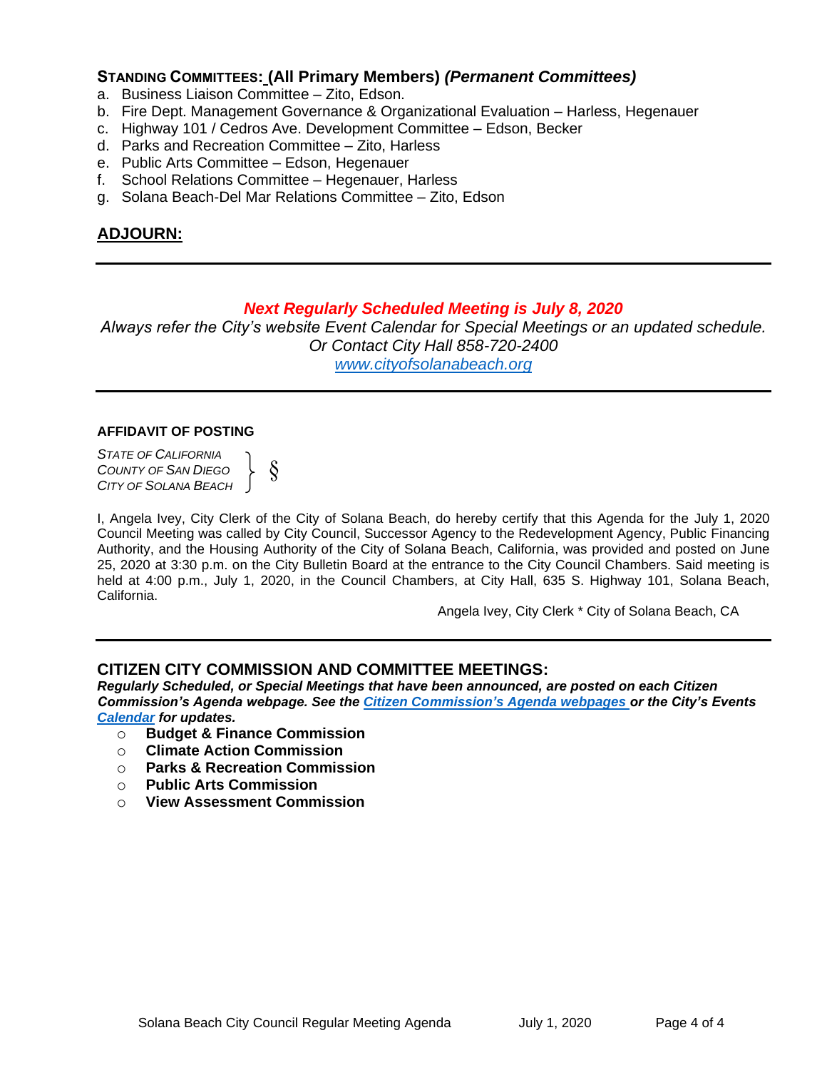## STANDING COMMITTEES: (All Primary Members) *(Permanent Committees)*

a. Business Liaison Committee – Zito, Edson.
b. Fire Dept. Management Governance & Organizational Evaluation – Harless, Hegenauer
c. Highway 101 / Cedros Ave. Development Committee – Edson, Becker
d. Parks and Recreation Committee – Zito, Harless
e. Public Arts Committee – Edson, Hegenauer
f. School Relations Committee – Hegenauer, Harless
g. Solana Beach-Del Mar Relations Committee – Zito, Edson

## ADJOURN:

---

***Next Regularly Scheduled Meeting is July 8, 2020***

*Always refer the City's website Event Calendar for Special Meetings or an updated schedule.*
*Or Contact City Hall 858-720-2400*
*www.cityofsolanabeach.org*

---

**AFFIDAVIT OF POSTING**

*STATE OF CALIFORNIA*
*COUNTY OF SAN DIEGO* } §
*CITY OF SOLANA BEACH*

I, Angela Ivey, City Clerk of the City of Solana Beach, do hereby certify that this Agenda for the July 1, 2020 Council Meeting was called by City Council, Successor Agency to the Redevelopment Agency, Public Financing Authority, and the Housing Authority of the City of Solana Beach, California, was provided and posted on June 25, 2020 at 3:30 p.m. on the City Bulletin Board at the entrance to the City Council Chambers. Said meeting is held at 4:00 p.m., July 1, 2020, in the Council Chambers, at City Hall, 635 S. Highway 101, Solana Beach, California.

Angela Ivey, City Clerk * City of Solana Beach, CA

---

## CITIZEN CITY COMMISSION AND COMMITTEE MEETINGS:

***Regularly Scheduled, or Special Meetings that have been announced, are posted on each Citizen Commission's Agenda webpage. See the Citizen Commission's Agenda webpages or the City's Events Calendar for updates.***

- **Budget & Finance Commission**
- **Climate Action Commission**
- **Parks & Recreation Commission**
- **Public Arts Commission**
- **View Assessment Commission**